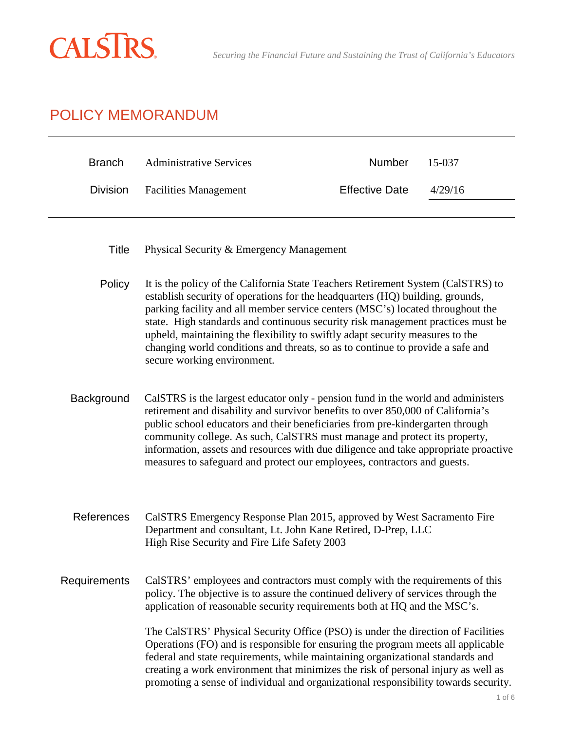CALSTRS

*Securing the Financial Future and Sustaining the Trust of California's Educators*

# POLICY MEMORANDUM

| | | | |
|---|---|---|---|
| Branch | Administrative Services | Number | 15-037 |
| Division | Facilities Management | Effective Date | 4/29/16 |

**Title** Physical Security & Emergency Management

**Policy** It is the policy of the California State Teachers Retirement System (CalSTRS) to establish security of operations for the headquarters (HQ) building, grounds, parking facility and all member service centers (MSC's) located throughout the state. High standards and continuous security risk management practices must be upheld, maintaining the flexibility to swiftly adapt security measures to the changing world conditions and threats, so as to continue to provide a safe and secure working environment.

**Background** CalSTRS is the largest educator only - pension fund in the world and administers retirement and disability and survivor benefits to over 850,000 of California's public school educators and their beneficiaries from pre-kindergarten through community college. As such, CalSTRS must manage and protect its property, information, assets and resources with due diligence and take appropriate proactive measures to safeguard and protect our employees, contractors and guests.

**References** CalSTRS Emergency Response Plan 2015, approved by West Sacramento Fire Department and consultant, Lt. John Kane Retired, D-Prep, LLC
High Rise Security and Fire Life Safety 2003

**Requirements** CalSTRS' employees and contractors must comply with the requirements of this policy. The objective is to assure the continued delivery of services through the application of reasonable security requirements both at HQ and the MSC's.

The CalSTRS' Physical Security Office (PSO) is under the direction of Facilities Operations (FO) and is responsible for ensuring the program meets all applicable federal and state requirements, while maintaining organizational standards and creating a work environment that minimizes the risk of personal injury as well as promoting a sense of individual and organizational responsibility towards security.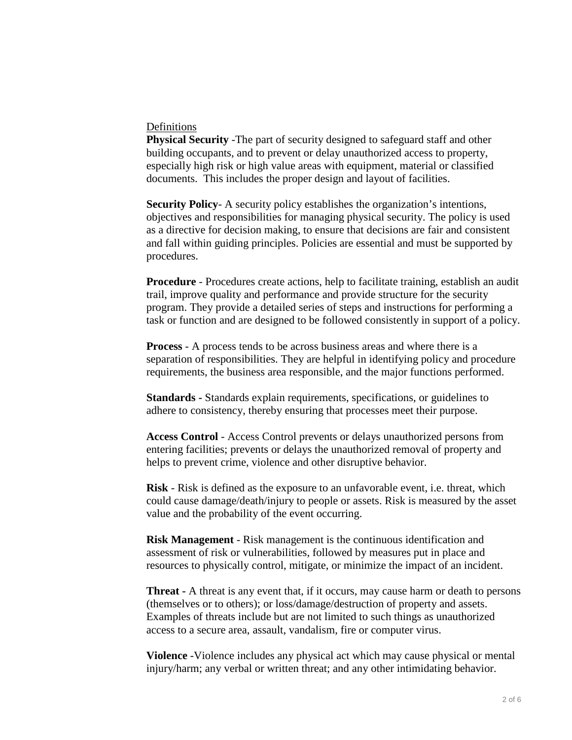Definitions

**Physical Security** -The part of security designed to safeguard staff and other building occupants, and to prevent or delay unauthorized access to property, especially high risk or high value areas with equipment, material or classified documents. This includes the proper design and layout of facilities.

**Security Policy**- A security policy establishes the organization's intentions, objectives and responsibilities for managing physical security. The policy is used as a directive for decision making, to ensure that decisions are fair and consistent and fall within guiding principles. Policies are essential and must be supported by procedures.

**Procedure** - Procedures create actions, help to facilitate training, establish an audit trail, improve quality and performance and provide structure for the security program. They provide a detailed series of steps and instructions for performing a task or function and are designed to be followed consistently in support of a policy.

**Process** - A process tends to be across business areas and where there is a separation of responsibilities. They are helpful in identifying policy and procedure requirements, the business area responsible, and the major functions performed.

**Standards -** Standards explain requirements, specifications, or guidelines to adhere to consistency, thereby ensuring that processes meet their purpose.

**Access Control** - Access Control prevents or delays unauthorized persons from entering facilities; prevents or delays the unauthorized removal of property and helps to prevent crime, violence and other disruptive behavior.

**Risk** - Risk is defined as the exposure to an unfavorable event, i.e. threat, which could cause damage/death/injury to people or assets. Risk is measured by the asset value and the probability of the event occurring.

**Risk Management** - Risk management is the continuous identification and assessment of risk or vulnerabilities, followed by measures put in place and resources to physically control, mitigate, or minimize the impact of an incident.

**Threat -** A threat is any event that, if it occurs, may cause harm or death to persons (themselves or to others); or loss/damage/destruction of property and assets. Examples of threats include but are not limited to such things as unauthorized access to a secure area, assault, vandalism, fire or computer virus.

**Violence** -Violence includes any physical act which may cause physical or mental injury/harm; any verbal or written threat; and any other intimidating behavior.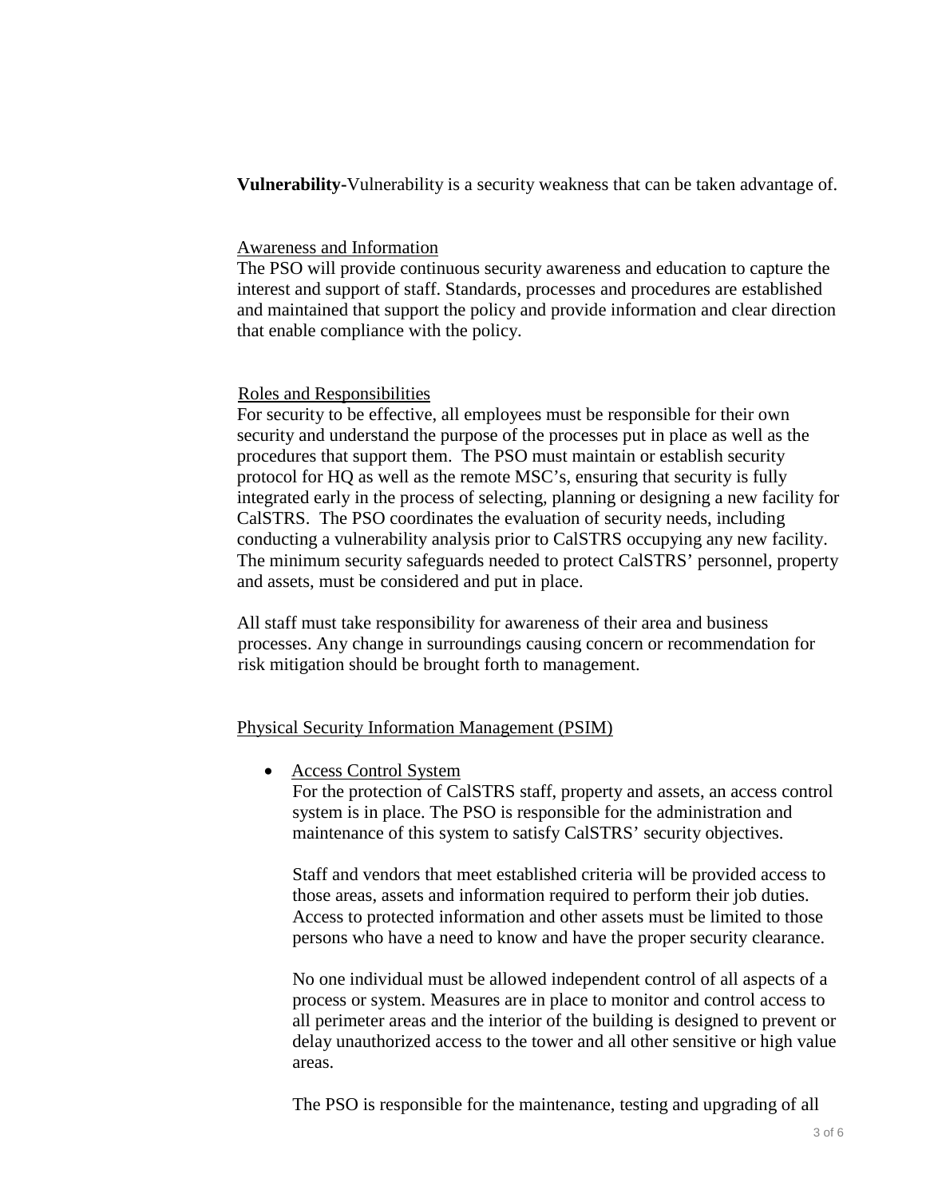**Vulnerability-**Vulnerability is a security weakness that can be taken advantage of.

<u>Awareness and Information</u>

The PSO will provide continuous security awareness and education to capture the interest and support of staff. Standards, processes and procedures are established and maintained that support the policy and provide information and clear direction that enable compliance with the policy.

<u>Roles and Responsibilities</u>

For security to be effective, all employees must be responsible for their own security and understand the purpose of the processes put in place as well as the procedures that support them. The PSO must maintain or establish security protocol for HQ as well as the remote MSC's, ensuring that security is fully integrated early in the process of selecting, planning or designing a new facility for CalSTRS. The PSO coordinates the evaluation of security needs, including conducting a vulnerability analysis prior to CalSTRS occupying any new facility. The minimum security safeguards needed to protect CalSTRS' personnel, property and assets, must be considered and put in place.

All staff must take responsibility for awareness of their area and business processes. Any change in surroundings causing concern or recommendation for risk mitigation should be brought forth to management.

<u>Physical Security Information Management (PSIM)</u>

- <u>Access Control System</u>

  For the protection of CalSTRS staff, property and assets, an access control system is in place. The PSO is responsible for the administration and maintenance of this system to satisfy CalSTRS' security objectives.

  Staff and vendors that meet established criteria will be provided access to those areas, assets and information required to perform their job duties. Access to protected information and other assets must be limited to those persons who have a need to know and have the proper security clearance.

  No one individual must be allowed independent control of all aspects of a process or system. Measures are in place to monitor and control access to all perimeter areas and the interior of the building is designed to prevent or delay unauthorized access to the tower and all other sensitive or high value areas.

  The PSO is responsible for the maintenance, testing and upgrading of all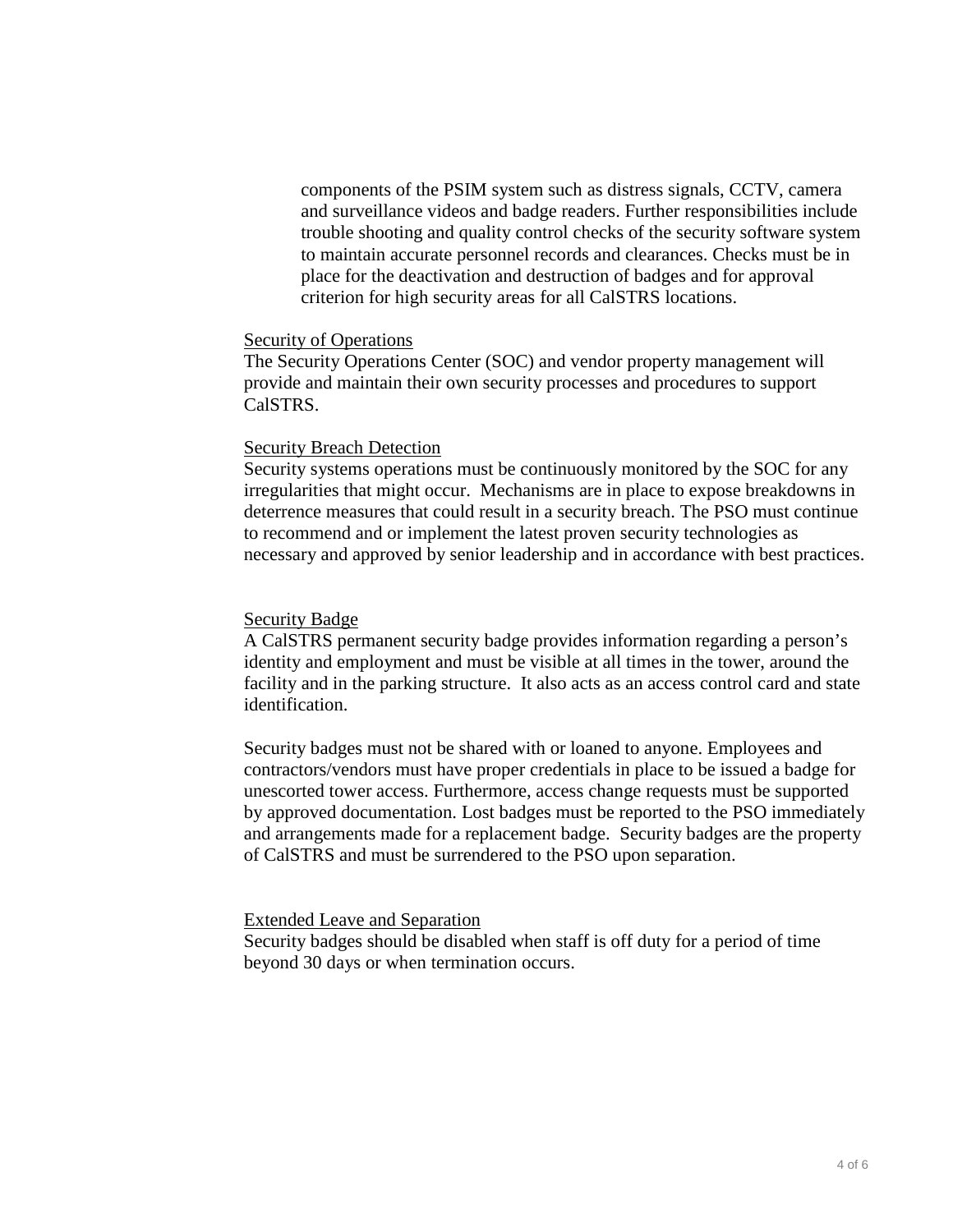components of the PSIM system such as distress signals, CCTV, camera and surveillance videos and badge readers. Further responsibilities include trouble shooting and quality control checks of the security software system to maintain accurate personnel records and clearances. Checks must be in place for the deactivation and destruction of badges and for approval criterion for high security areas for all CalSTRS locations.

<u>Security of Operations</u>

The Security Operations Center (SOC) and vendor property management will provide and maintain their own security processes and procedures to support CalSTRS.

<u>Security Breach Detection</u>

Security systems operations must be continuously monitored by the SOC for any irregularities that might occur. Mechanisms are in place to expose breakdowns in deterrence measures that could result in a security breach. The PSO must continue to recommend and or implement the latest proven security technologies as necessary and approved by senior leadership and in accordance with best practices.

<u>Security Badge</u>

A CalSTRS permanent security badge provides information regarding a person's identity and employment and must be visible at all times in the tower, around the facility and in the parking structure. It also acts as an access control card and state identification.

Security badges must not be shared with or loaned to anyone. Employees and contractors/vendors must have proper credentials in place to be issued a badge for unescorted tower access. Furthermore, access change requests must be supported by approved documentation. Lost badges must be reported to the PSO immediately and arrangements made for a replacement badge. Security badges are the property of CalSTRS and must be surrendered to the PSO upon separation.

<u>Extended Leave and Separation</u>

Security badges should be disabled when staff is off duty for a period of time beyond 30 days or when termination occurs.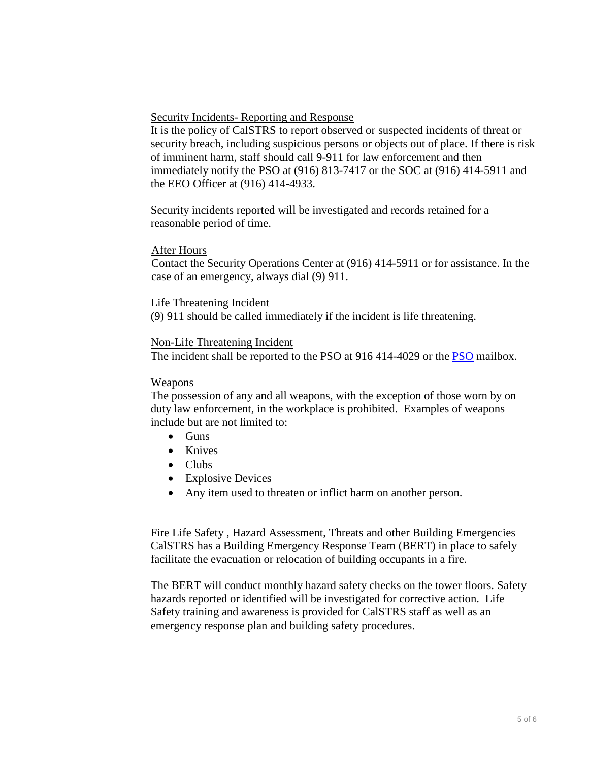## Security Incidents- Reporting and Response

It is the policy of CalSTRS to report observed or suspected incidents of threat or security breach, including suspicious persons or objects out of place. If there is risk of imminent harm, staff should call 9-911 for law enforcement and then immediately notify the PSO at (916) 813-7417 or the SOC at (916) 414-5911 and the EEO Officer at (916) 414-4933.

Security incidents reported will be investigated and records retained for a reasonable period of time.

### After Hours

Contact the Security Operations Center at (916) 414-5911 or for assistance. In the case of an emergency, always dial (9) 911.

### Life Threatening Incident

(9) 911 should be called immediately if the incident is life threatening.

### Non-Life Threatening Incident

The incident shall be reported to the PSO at 916 414-4029 or the PSO mailbox.

### Weapons

The possession of any and all weapons, with the exception of those worn by on duty law enforcement, in the workplace is prohibited. Examples of weapons include but are not limited to:

- Guns
- Knives
- Clubs
- Explosive Devices
- Any item used to threaten or inflict harm on another person.

## Fire Life Safety , Hazard Assessment, Threats and other Building Emergencies

CalSTRS has a Building Emergency Response Team (BERT) in place to safely facilitate the evacuation or relocation of building occupants in a fire.

The BERT will conduct monthly hazard safety checks on the tower floors. Safety hazards reported or identified will be investigated for corrective action. Life Safety training and awareness is provided for CalSTRS staff as well as an emergency response plan and building safety procedures.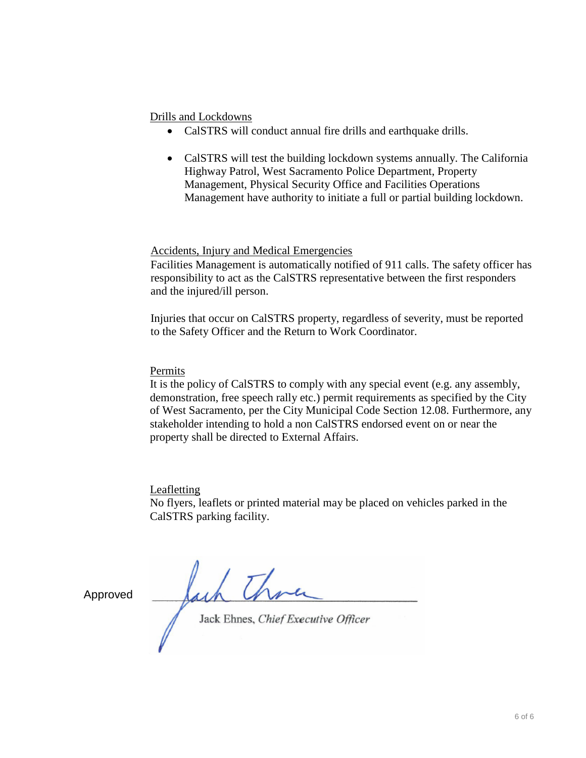Drills and Lockdowns

- CalSTRS will conduct annual fire drills and earthquake drills.
- CalSTRS will test the building lockdown systems annually. The California Highway Patrol, West Sacramento Police Department, Property Management, Physical Security Office and Facilities Operations Management have authority to initiate a full or partial building lockdown.

Accidents, Injury and Medical Emergencies

Facilities Management is automatically notified of 911 calls. The safety officer has responsibility to act as the CalSTRS representative between the first responders and the injured/ill person.

Injuries that occur on CalSTRS property, regardless of severity, must be reported to the Safety Officer and the Return to Work Coordinator.

Permits

It is the policy of CalSTRS to comply with any special event (e.g. any assembly, demonstration, free speech rally etc.) permit requirements as specified by the City of West Sacramento, per the City Municipal Code Section 12.08. Furthermore, any stakeholder intending to hold a non CalSTRS endorsed event on or near the property shall be directed to External Affairs.

Leafletting

No flyers, leaflets or printed material may be placed on vehicles parked in the CalSTRS parking facility.

Approved

Jack Ehnes, *Chief Executive Officer*